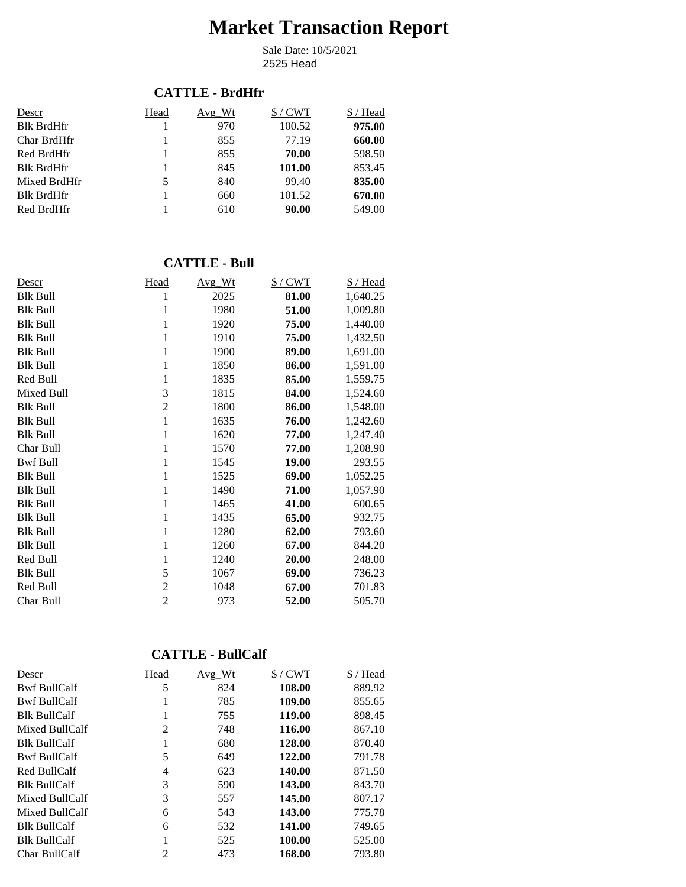# Market Transaction Report

Sale Date: 10/5/2021
2525 Head

## CATTLE - BrdHfr

| Descr | Head | Avg_Wt | $ / CWT | $ / Head |
|---|---|---|---|---|
| Blk BrdHfr | 1 | 970 | 100.52 | **975.00** |
| Char BrdHfr | 1 | 855 | 77.19 | **660.00** |
| Red BrdHfr | 1 | 855 | **70.00** | 598.50 |
| Blk BrdHfr | 1 | 845 | **101.00** | 853.45 |
| Mixed BrdHfr | 5 | 840 | 99.40 | **835.00** |
| Blk BrdHfr | 1 | 660 | 101.52 | **670.00** |
| Red BrdHfr | 1 | 610 | **90.00** | 549.00 |

## CATTLE - Bull

| Descr | Head | Avg_Wt | $ / CWT | $ / Head |
|---|---|---|---|---|
| Blk Bull | 1 | 2025 | **81.00** | 1,640.25 |
| Blk Bull | 1 | 1980 | **51.00** | 1,009.80 |
| Blk Bull | 1 | 1920 | **75.00** | 1,440.00 |
| Blk Bull | 1 | 1910 | **75.00** | 1,432.50 |
| Blk Bull | 1 | 1900 | **89.00** | 1,691.00 |
| Blk Bull | 1 | 1850 | **86.00** | 1,591.00 |
| Red Bull | 1 | 1835 | **85.00** | 1,559.75 |
| Mixed Bull | 3 | 1815 | **84.00** | 1,524.60 |
| Blk Bull | 2 | 1800 | **86.00** | 1,548.00 |
| Blk Bull | 1 | 1635 | **76.00** | 1,242.60 |
| Blk Bull | 1 | 1620 | **77.00** | 1,247.40 |
| Char Bull | 1 | 1570 | **77.00** | 1,208.90 |
| Bwf Bull | 1 | 1545 | **19.00** | 293.55 |
| Blk Bull | 1 | 1525 | **69.00** | 1,052.25 |
| Blk Bull | 1 | 1490 | **71.00** | 1,057.90 |
| Blk Bull | 1 | 1465 | **41.00** | 600.65 |
| Blk Bull | 1 | 1435 | **65.00** | 932.75 |
| Blk Bull | 1 | 1280 | **62.00** | 793.60 |
| Blk Bull | 1 | 1260 | **67.00** | 844.20 |
| Red Bull | 1 | 1240 | **20.00** | 248.00 |
| Blk Bull | 5 | 1067 | **69.00** | 736.23 |
| Red Bull | 2 | 1048 | **67.00** | 701.83 |
| Char Bull | 2 | 973 | **52.00** | 505.70 |

## CATTLE - BullCalf

| Descr | Head | Avg_Wt | $ / CWT | $ / Head |
|---|---|---|---|---|
| Bwf BullCalf | 5 | 824 | **108.00** | 889.92 |
| Bwf BullCalf | 1 | 785 | **109.00** | 855.65 |
| Blk BullCalf | 1 | 755 | **119.00** | 898.45 |
| Mixed BullCalf | 2 | 748 | **116.00** | 867.10 |
| Blk BullCalf | 1 | 680 | **128.00** | 870.40 |
| Bwf BullCalf | 5 | 649 | **122.00** | 791.78 |
| Red BullCalf | 4 | 623 | **140.00** | 871.50 |
| Blk BullCalf | 3 | 590 | **143.00** | 843.70 |
| Mixed BullCalf | 3 | 557 | **145.00** | 807.17 |
| Mixed BullCalf | 6 | 543 | **143.00** | 775.78 |
| Blk BullCalf | 6 | 532 | **141.00** | 749.65 |
| Blk BullCalf | 1 | 525 | **100.00** | 525.00 |
| Char BullCalf | 2 | 473 | **168.00** | 793.80 |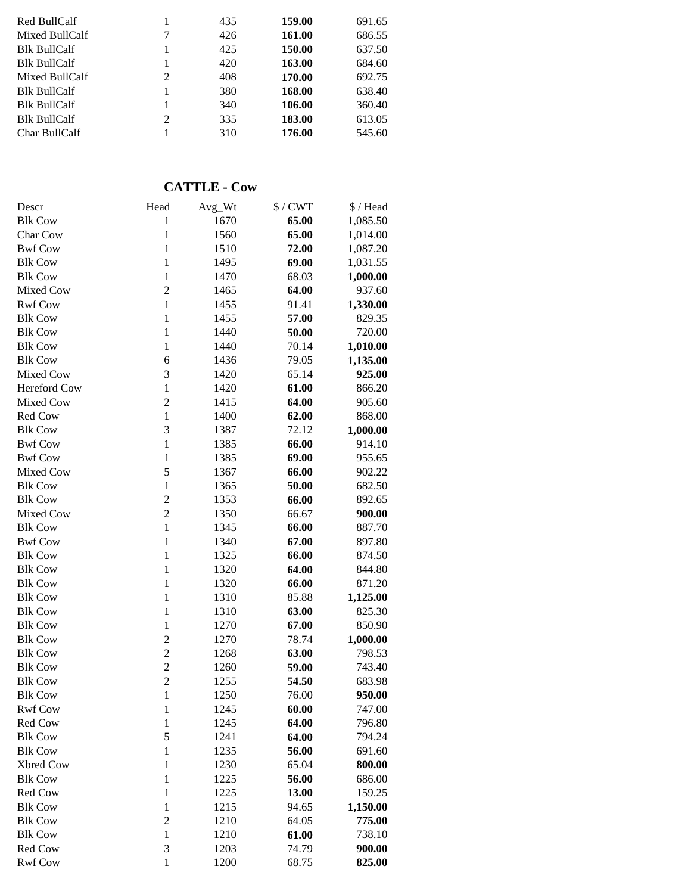| | | | | |
|---|---|---|---|---|
| Red BullCalf | 1 | 435 | **159.00** | 691.65 |
| Mixed BullCalf | 7 | 426 | **161.00** | 686.55 |
| Blk BullCalf | 1 | 425 | **150.00** | 637.50 |
| Blk BullCalf | 1 | 420 | **163.00** | 684.60 |
| Mixed BullCalf | 2 | 408 | **170.00** | 692.75 |
| Blk BullCalf | 1 | 380 | **168.00** | 638.40 |
| Blk BullCalf | 1 | 340 | **106.00** | 360.40 |
| Blk BullCalf | 2 | 335 | **183.00** | 613.05 |
| Char BullCalf | 1 | 310 | **176.00** | 545.60 |

## CATTLE - Cow

| Descr | Head | Avg_Wt | $ / CWT | $ / Head |
|---|---|---|---|---|
| Blk Cow | 1 | 1670 | **65.00** | 1,085.50 |
| Char Cow | 1 | 1560 | **65.00** | 1,014.00 |
| Bwf Cow | 1 | 1510 | **72.00** | 1,087.20 |
| Blk Cow | 1 | 1495 | **69.00** | 1,031.55 |
| Blk Cow | 1 | 1470 | 68.03 | **1,000.00** |
| Mixed Cow | 2 | 1465 | **64.00** | 937.60 |
| Rwf Cow | 1 | 1455 | 91.41 | **1,330.00** |
| Blk Cow | 1 | 1455 | **57.00** | 829.35 |
| Blk Cow | 1 | 1440 | **50.00** | 720.00 |
| Blk Cow | 1 | 1440 | 70.14 | **1,010.00** |
| Blk Cow | 6 | 1436 | 79.05 | **1,135.00** |
| Mixed Cow | 3 | 1420 | 65.14 | **925.00** |
| Hereford Cow | 1 | 1420 | **61.00** | 866.20 |
| Mixed Cow | 2 | 1415 | **64.00** | 905.60 |
| Red Cow | 1 | 1400 | **62.00** | 868.00 |
| Blk Cow | 3 | 1387 | 72.12 | **1,000.00** |
| Bwf Cow | 1 | 1385 | **66.00** | 914.10 |
| Bwf Cow | 1 | 1385 | **69.00** | 955.65 |
| Mixed Cow | 5 | 1367 | **66.00** | 902.22 |
| Blk Cow | 1 | 1365 | **50.00** | 682.50 |
| Blk Cow | 2 | 1353 | **66.00** | 892.65 |
| Mixed Cow | 2 | 1350 | 66.67 | **900.00** |
| Blk Cow | 1 | 1345 | **66.00** | 887.70 |
| Bwf Cow | 1 | 1340 | **67.00** | 897.80 |
| Blk Cow | 1 | 1325 | **66.00** | 874.50 |
| Blk Cow | 1 | 1320 | **64.00** | 844.80 |
| Blk Cow | 1 | 1320 | **66.00** | 871.20 |
| Blk Cow | 1 | 1310 | 85.88 | **1,125.00** |
| Blk Cow | 1 | 1310 | **63.00** | 825.30 |
| Blk Cow | 1 | 1270 | **67.00** | 850.90 |
| Blk Cow | 2 | 1270 | 78.74 | **1,000.00** |
| Blk Cow | 2 | 1268 | **63.00** | 798.53 |
| Blk Cow | 2 | 1260 | **59.00** | 743.40 |
| Blk Cow | 2 | 1255 | **54.50** | 683.98 |
| Blk Cow | 1 | 1250 | 76.00 | **950.00** |
| Rwf Cow | 1 | 1245 | **60.00** | 747.00 |
| Red Cow | 1 | 1245 | **64.00** | 796.80 |
| Blk Cow | 5 | 1241 | **64.00** | 794.24 |
| Blk Cow | 1 | 1235 | **56.00** | 691.60 |
| Xbred Cow | 1 | 1230 | 65.04 | **800.00** |
| Blk Cow | 1 | 1225 | **56.00** | 686.00 |
| Red Cow | 1 | 1225 | **13.00** | 159.25 |
| Blk Cow | 1 | 1215 | 94.65 | **1,150.00** |
| Blk Cow | 2 | 1210 | 64.05 | **775.00** |
| Blk Cow | 1 | 1210 | **61.00** | 738.10 |
| Red Cow | 3 | 1203 | 74.79 | **900.00** |
| Rwf Cow | 1 | 1200 | 68.75 | **825.00** |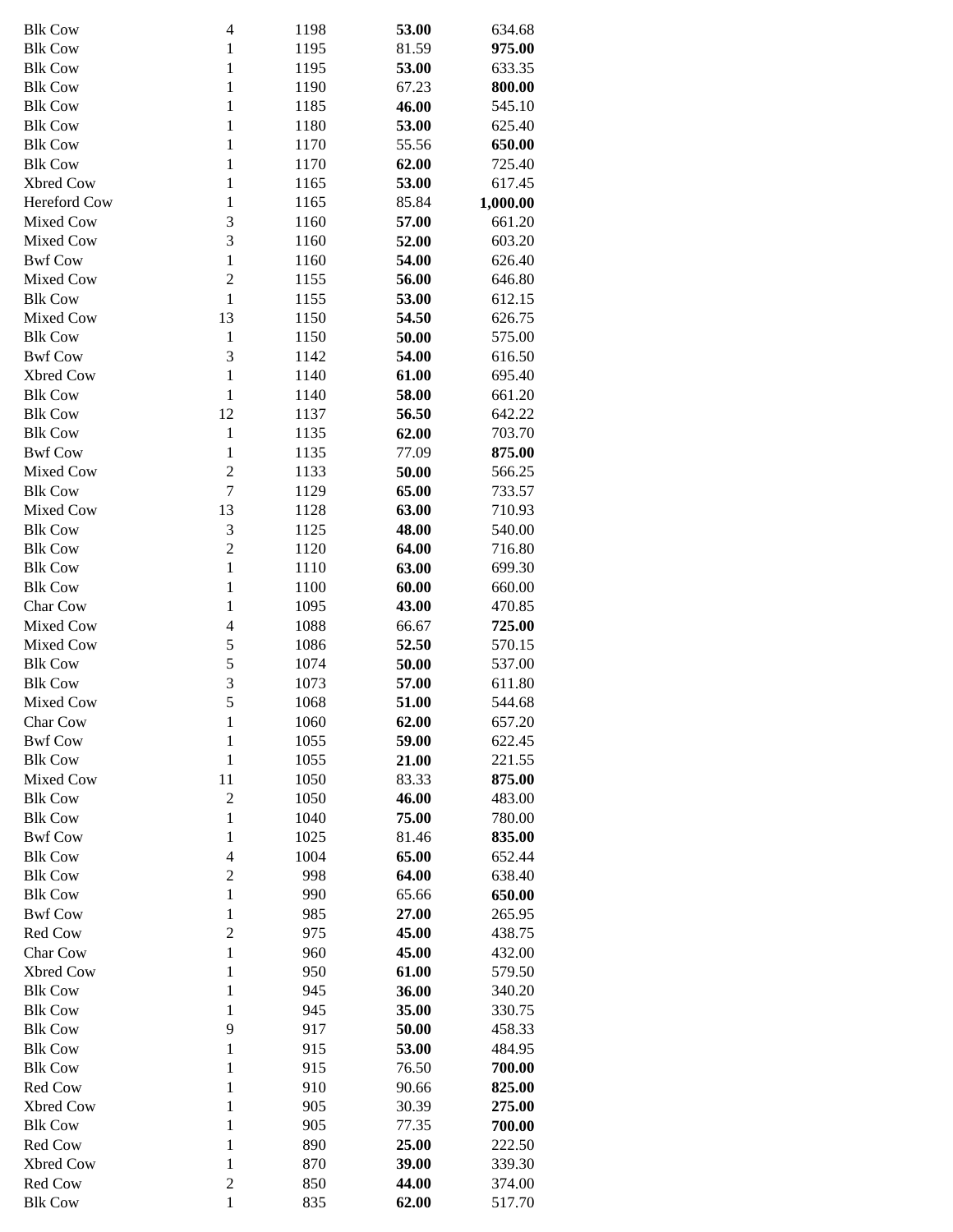| | | | | |
|---|---|---|---|---|
| Blk Cow | 4 | 1198 | **53.00** | 634.68 |
| Blk Cow | 1 | 1195 | 81.59 | **975.00** |
| Blk Cow | 1 | 1195 | **53.00** | 633.35 |
| Blk Cow | 1 | 1190 | 67.23 | **800.00** |
| Blk Cow | 1 | 1185 | **46.00** | 545.10 |
| Blk Cow | 1 | 1180 | **53.00** | 625.40 |
| Blk Cow | 1 | 1170 | 55.56 | **650.00** |
| Blk Cow | 1 | 1170 | **62.00** | 725.40 |
| Xbred Cow | 1 | 1165 | **53.00** | 617.45 |
| Hereford Cow | 1 | 1165 | 85.84 | **1,000.00** |
| Mixed Cow | 3 | 1160 | **57.00** | 661.20 |
| Mixed Cow | 3 | 1160 | **52.00** | 603.20 |
| Bwf Cow | 1 | 1160 | **54.00** | 626.40 |
| Mixed Cow | 2 | 1155 | **56.00** | 646.80 |
| Blk Cow | 1 | 1155 | **53.00** | 612.15 |
| Mixed Cow | 13 | 1150 | **54.50** | 626.75 |
| Blk Cow | 1 | 1150 | **50.00** | 575.00 |
| Bwf Cow | 3 | 1142 | **54.00** | 616.50 |
| Xbred Cow | 1 | 1140 | **61.00** | 695.40 |
| Blk Cow | 1 | 1140 | **58.00** | 661.20 |
| Blk Cow | 12 | 1137 | **56.50** | 642.22 |
| Blk Cow | 1 | 1135 | **62.00** | 703.70 |
| Bwf Cow | 1 | 1135 | 77.09 | **875.00** |
| Mixed Cow | 2 | 1133 | **50.00** | 566.25 |
| Blk Cow | 7 | 1129 | **65.00** | 733.57 |
| Mixed Cow | 13 | 1128 | **63.00** | 710.93 |
| Blk Cow | 3 | 1125 | **48.00** | 540.00 |
| Blk Cow | 2 | 1120 | **64.00** | 716.80 |
| Blk Cow | 1 | 1110 | **63.00** | 699.30 |
| Blk Cow | 1 | 1100 | **60.00** | 660.00 |
| Char Cow | 1 | 1095 | **43.00** | 470.85 |
| Mixed Cow | 4 | 1088 | 66.67 | **725.00** |
| Mixed Cow | 5 | 1086 | **52.50** | 570.15 |
| Blk Cow | 5 | 1074 | **50.00** | 537.00 |
| Blk Cow | 3 | 1073 | **57.00** | 611.80 |
| Mixed Cow | 5 | 1068 | **51.00** | 544.68 |
| Char Cow | 1 | 1060 | **62.00** | 657.20 |
| Bwf Cow | 1 | 1055 | **59.00** | 622.45 |
| Blk Cow | 1 | 1055 | **21.00** | 221.55 |
| Mixed Cow | 11 | 1050 | 83.33 | **875.00** |
| Blk Cow | 2 | 1050 | **46.00** | 483.00 |
| Blk Cow | 1 | 1040 | **75.00** | 780.00 |
| Bwf Cow | 1 | 1025 | 81.46 | **835.00** |
| Blk Cow | 4 | 1004 | **65.00** | 652.44 |
| Blk Cow | 2 | 998 | **64.00** | 638.40 |
| Blk Cow | 1 | 990 | 65.66 | **650.00** |
| Bwf Cow | 1 | 985 | **27.00** | 265.95 |
| Red Cow | 2 | 975 | **45.00** | 438.75 |
| Char Cow | 1 | 960 | **45.00** | 432.00 |
| Xbred Cow | 1 | 950 | **61.00** | 579.50 |
| Blk Cow | 1 | 945 | **36.00** | 340.20 |
| Blk Cow | 1 | 945 | **35.00** | 330.75 |
| Blk Cow | 9 | 917 | **50.00** | 458.33 |
| Blk Cow | 1 | 915 | **53.00** | 484.95 |
| Blk Cow | 1 | 915 | 76.50 | **700.00** |
| Red Cow | 1 | 910 | 90.66 | **825.00** |
| Xbred Cow | 1 | 905 | 30.39 | **275.00** |
| Blk Cow | 1 | 905 | 77.35 | **700.00** |
| Red Cow | 1 | 890 | **25.00** | 222.50 |
| Xbred Cow | 1 | 870 | **39.00** | 339.30 |
| Red Cow | 2 | 850 | **44.00** | 374.00 |
| Blk Cow | 1 | 835 | **62.00** | 517.70 |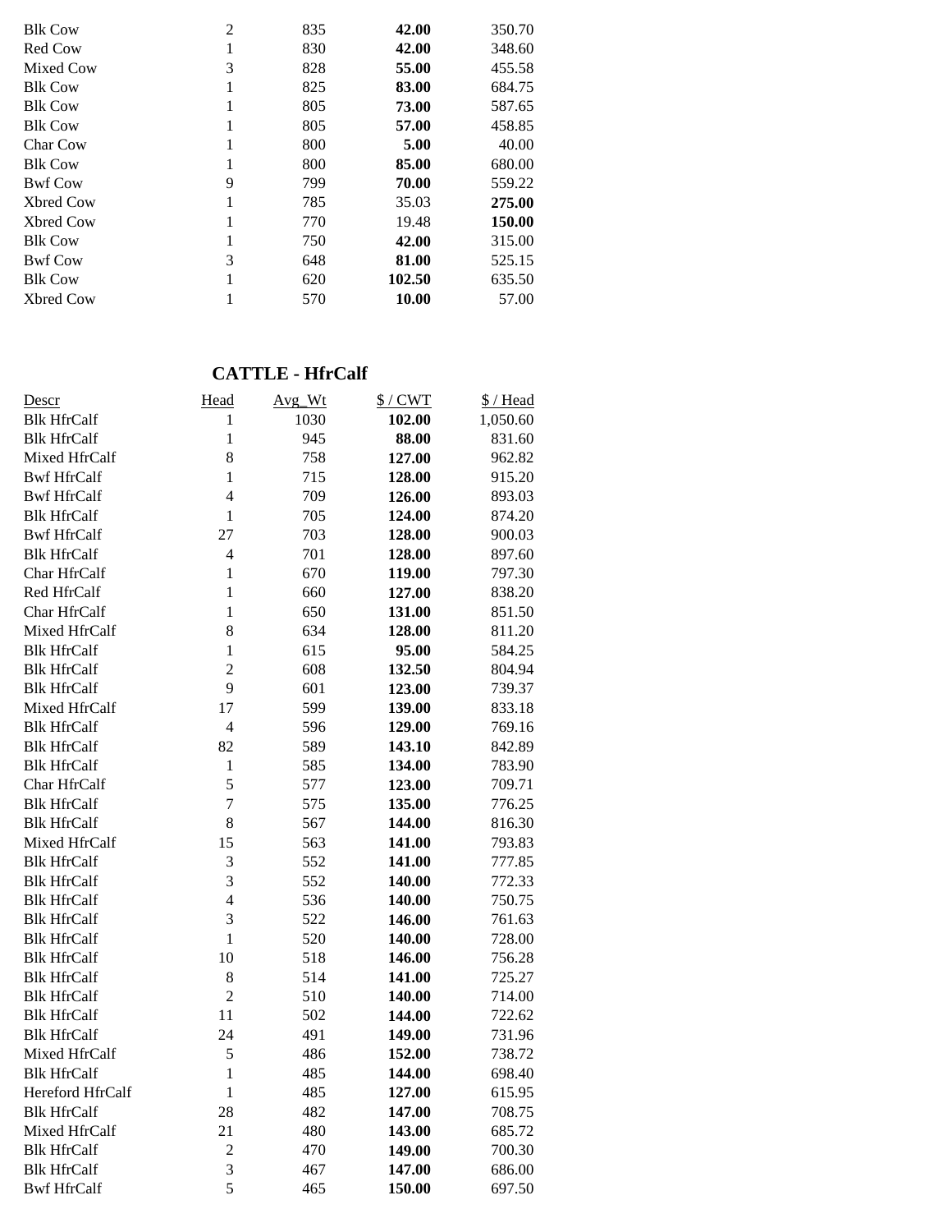| | | | | |
|---|---|---|---|---|
| Blk Cow | 2 | 835 | **42.00** | 350.70 |
| Red Cow | 1 | 830 | **42.00** | 348.60 |
| Mixed Cow | 3 | 828 | **55.00** | 455.58 |
| Blk Cow | 1 | 825 | **83.00** | 684.75 |
| Blk Cow | 1 | 805 | **73.00** | 587.65 |
| Blk Cow | 1 | 805 | **57.00** | 458.85 |
| Char Cow | 1 | 800 | **5.00** | 40.00 |
| Blk Cow | 1 | 800 | **85.00** | 680.00 |
| Bwf Cow | 9 | 799 | **70.00** | 559.22 |
| Xbred Cow | 1 | 785 | 35.03 | **275.00** |
| Xbred Cow | 1 | 770 | 19.48 | **150.00** |
| Blk Cow | 1 | 750 | **42.00** | 315.00 |
| Bwf Cow | 3 | 648 | **81.00** | 525.15 |
| Blk Cow | 1 | 620 | **102.50** | 635.50 |
| Xbred Cow | 1 | 570 | **10.00** | 57.00 |

## CATTLE - HfrCalf

| Descr | Head | Avg_Wt | $ / CWT | $ / Head |
|---|---|---|---|---|
| Blk HfrCalf | 1 | 1030 | **102.00** | 1,050.60 |
| Blk HfrCalf | 1 | 945 | **88.00** | 831.60 |
| Mixed HfrCalf | 8 | 758 | **127.00** | 962.82 |
| Bwf HfrCalf | 1 | 715 | **128.00** | 915.20 |
| Bwf HfrCalf | 4 | 709 | **126.00** | 893.03 |
| Blk HfrCalf | 1 | 705 | **124.00** | 874.20 |
| Bwf HfrCalf | 27 | 703 | **128.00** | 900.03 |
| Blk HfrCalf | 4 | 701 | **128.00** | 897.60 |
| Char HfrCalf | 1 | 670 | **119.00** | 797.30 |
| Red HfrCalf | 1 | 660 | **127.00** | 838.20 |
| Char HfrCalf | 1 | 650 | **131.00** | 851.50 |
| Mixed HfrCalf | 8 | 634 | **128.00** | 811.20 |
| Blk HfrCalf | 1 | 615 | **95.00** | 584.25 |
| Blk HfrCalf | 2 | 608 | **132.50** | 804.94 |
| Blk HfrCalf | 9 | 601 | **123.00** | 739.37 |
| Mixed HfrCalf | 17 | 599 | **139.00** | 833.18 |
| Blk HfrCalf | 4 | 596 | **129.00** | 769.16 |
| Blk HfrCalf | 82 | 589 | **143.10** | 842.89 |
| Blk HfrCalf | 1 | 585 | **134.00** | 783.90 |
| Char HfrCalf | 5 | 577 | **123.00** | 709.71 |
| Blk HfrCalf | 7 | 575 | **135.00** | 776.25 |
| Blk HfrCalf | 8 | 567 | **144.00** | 816.30 |
| Mixed HfrCalf | 15 | 563 | **141.00** | 793.83 |
| Blk HfrCalf | 3 | 552 | **141.00** | 777.85 |
| Blk HfrCalf | 3 | 552 | **140.00** | 772.33 |
| Blk HfrCalf | 4 | 536 | **140.00** | 750.75 |
| Blk HfrCalf | 3 | 522 | **146.00** | 761.63 |
| Blk HfrCalf | 1 | 520 | **140.00** | 728.00 |
| Blk HfrCalf | 10 | 518 | **146.00** | 756.28 |
| Blk HfrCalf | 8 | 514 | **141.00** | 725.27 |
| Blk HfrCalf | 2 | 510 | **140.00** | 714.00 |
| Blk HfrCalf | 11 | 502 | **144.00** | 722.62 |
| Blk HfrCalf | 24 | 491 | **149.00** | 731.96 |
| Mixed HfrCalf | 5 | 486 | **152.00** | 738.72 |
| Blk HfrCalf | 1 | 485 | **144.00** | 698.40 |
| Hereford HfrCalf | 1 | 485 | **127.00** | 615.95 |
| Blk HfrCalf | 28 | 482 | **147.00** | 708.75 |
| Mixed HfrCalf | 21 | 480 | **143.00** | 685.72 |
| Blk HfrCalf | 2 | 470 | **149.00** | 700.30 |
| Blk HfrCalf | 3 | 467 | **147.00** | 686.00 |
| Bwf HfrCalf | 5 | 465 | **150.00** | 697.50 |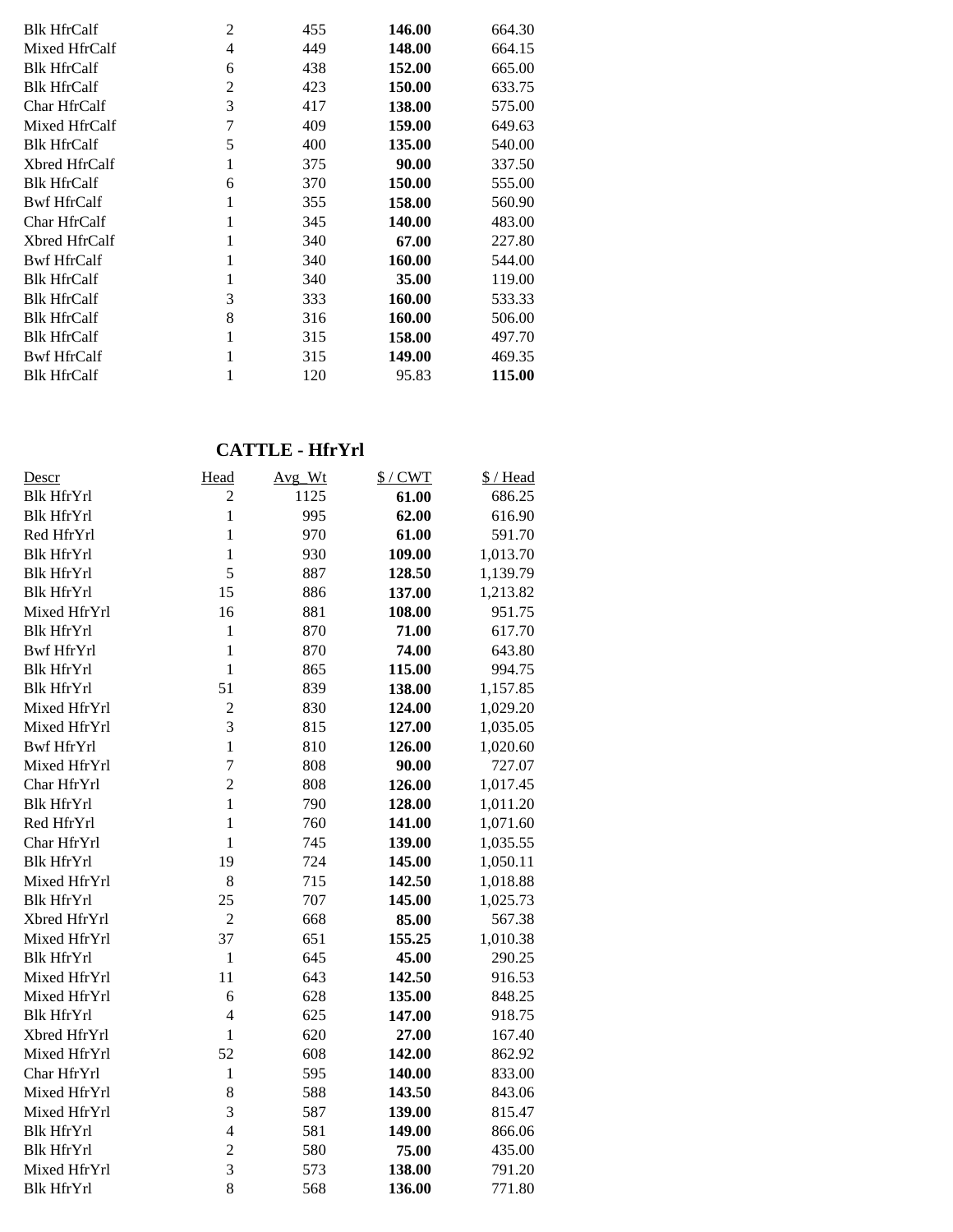| | | | | |
|---|---|---|---|---|
| Blk HfrCalf | 2 | 455 | **146.00** | 664.30 |
| Mixed HfrCalf | 4 | 449 | **148.00** | 664.15 |
| Blk HfrCalf | 6 | 438 | **152.00** | 665.00 |
| Blk HfrCalf | 2 | 423 | **150.00** | 633.75 |
| Char HfrCalf | 3 | 417 | **138.00** | 575.00 |
| Mixed HfrCalf | 7 | 409 | **159.00** | 649.63 |
| Blk HfrCalf | 5 | 400 | **135.00** | 540.00 |
| Xbred HfrCalf | 1 | 375 | **90.00** | 337.50 |
| Blk HfrCalf | 6 | 370 | **150.00** | 555.00 |
| Bwf HfrCalf | 1 | 355 | **158.00** | 560.90 |
| Char HfrCalf | 1 | 345 | **140.00** | 483.00 |
| Xbred HfrCalf | 1 | 340 | **67.00** | 227.80 |
| Bwf HfrCalf | 1 | 340 | **160.00** | 544.00 |
| Blk HfrCalf | 1 | 340 | **35.00** | 119.00 |
| Blk HfrCalf | 3 | 333 | **160.00** | 533.33 |
| Blk HfrCalf | 8 | 316 | **160.00** | 506.00 |
| Blk HfrCalf | 1 | 315 | **158.00** | 497.70 |
| Bwf HfrCalf | 1 | 315 | **149.00** | 469.35 |
| Blk HfrCalf | 1 | 120 | 95.83 | **115.00** |

## CATTLE - HfrYrl

| Descr | Head | Avg_Wt | $ / CWT | $ / Head |
|---|---|---|---|---|
| Blk HfrYrl | 2 | 1125 | **61.00** | 686.25 |
| Blk HfrYrl | 1 | 995 | **62.00** | 616.90 |
| Red HfrYrl | 1 | 970 | **61.00** | 591.70 |
| Blk HfrYrl | 1 | 930 | **109.00** | 1,013.70 |
| Blk HfrYrl | 5 | 887 | **128.50** | 1,139.79 |
| Blk HfrYrl | 15 | 886 | **137.00** | 1,213.82 |
| Mixed HfrYrl | 16 | 881 | **108.00** | 951.75 |
| Blk HfrYrl | 1 | 870 | **71.00** | 617.70 |
| Bwf HfrYrl | 1 | 870 | **74.00** | 643.80 |
| Blk HfrYrl | 1 | 865 | **115.00** | 994.75 |
| Blk HfrYrl | 51 | 839 | **138.00** | 1,157.85 |
| Mixed HfrYrl | 2 | 830 | **124.00** | 1,029.20 |
| Mixed HfrYrl | 3 | 815 | **127.00** | 1,035.05 |
| Bwf HfrYrl | 1 | 810 | **126.00** | 1,020.60 |
| Mixed HfrYrl | 7 | 808 | **90.00** | 727.07 |
| Char HfrYrl | 2 | 808 | **126.00** | 1,017.45 |
| Blk HfrYrl | 1 | 790 | **128.00** | 1,011.20 |
| Red HfrYrl | 1 | 760 | **141.00** | 1,071.60 |
| Char HfrYrl | 1 | 745 | **139.00** | 1,035.55 |
| Blk HfrYrl | 19 | 724 | **145.00** | 1,050.11 |
| Mixed HfrYrl | 8 | 715 | **142.50** | 1,018.88 |
| Blk HfrYrl | 25 | 707 | **145.00** | 1,025.73 |
| Xbred HfrYrl | 2 | 668 | **85.00** | 567.38 |
| Mixed HfrYrl | 37 | 651 | **155.25** | 1,010.38 |
| Blk HfrYrl | 1 | 645 | **45.00** | 290.25 |
| Mixed HfrYrl | 11 | 643 | **142.50** | 916.53 |
| Mixed HfrYrl | 6 | 628 | **135.00** | 848.25 |
| Blk HfrYrl | 4 | 625 | **147.00** | 918.75 |
| Xbred HfrYrl | 1 | 620 | **27.00** | 167.40 |
| Mixed HfrYrl | 52 | 608 | **142.00** | 862.92 |
| Char HfrYrl | 1 | 595 | **140.00** | 833.00 |
| Mixed HfrYrl | 8 | 588 | **143.50** | 843.06 |
| Mixed HfrYrl | 3 | 587 | **139.00** | 815.47 |
| Blk HfrYrl | 4 | 581 | **149.00** | 866.06 |
| Blk HfrYrl | 2 | 580 | **75.00** | 435.00 |
| Mixed HfrYrl | 3 | 573 | **138.00** | 791.20 |
| Blk HfrYrl | 8 | 568 | **136.00** | 771.80 |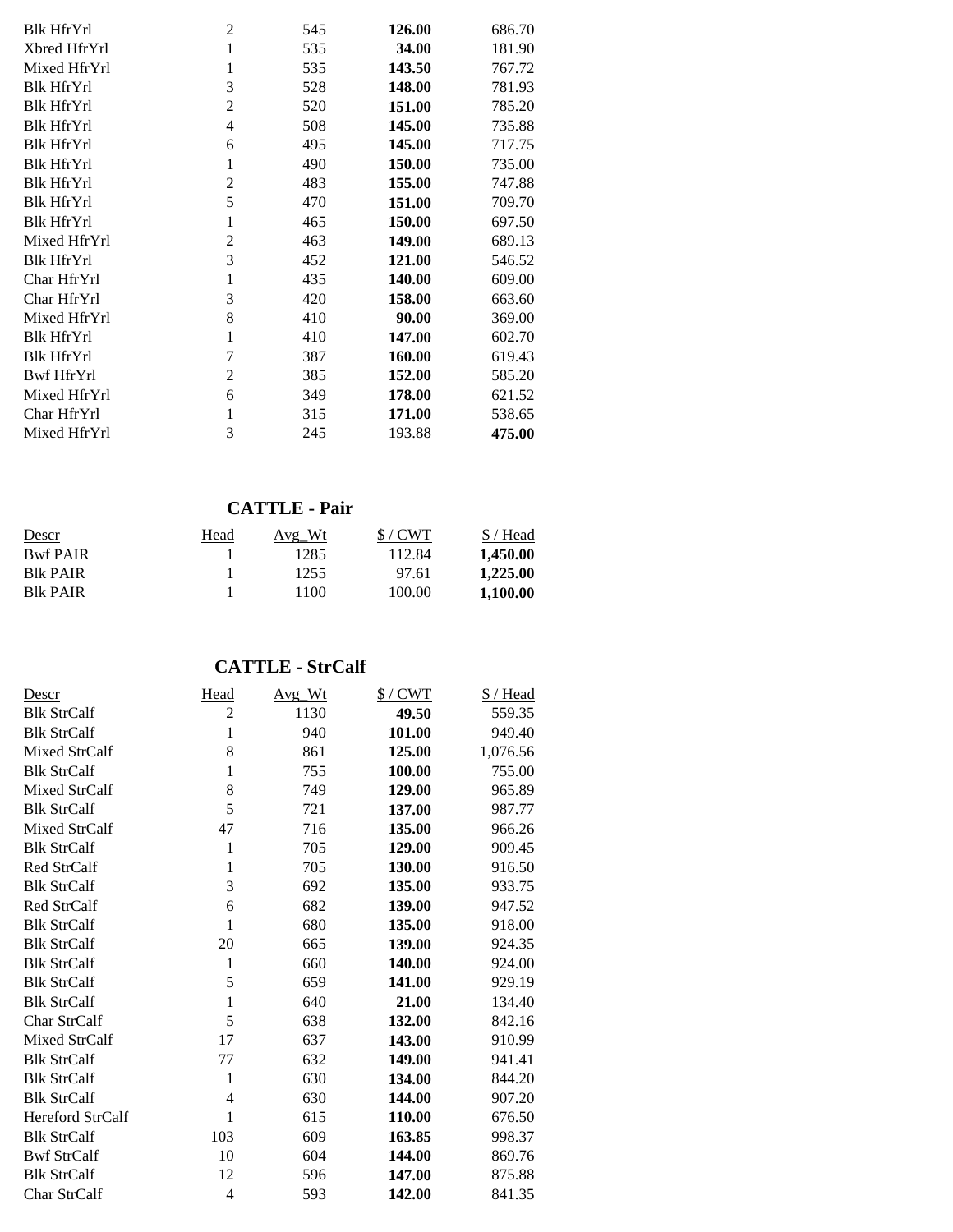| | | | | |
|---|---|---|---|---|
| Blk HfrYrl | 2 | 545 | **126.00** | 686.70 |
| Xbred HfrYrl | 1 | 535 | **34.00** | 181.90 |
| Mixed HfrYrl | 1 | 535 | **143.50** | 767.72 |
| Blk HfrYrl | 3 | 528 | **148.00** | 781.93 |
| Blk HfrYrl | 2 | 520 | **151.00** | 785.20 |
| Blk HfrYrl | 4 | 508 | **145.00** | 735.88 |
| Blk HfrYrl | 6 | 495 | **145.00** | 717.75 |
| Blk HfrYrl | 1 | 490 | **150.00** | 735.00 |
| Blk HfrYrl | 2 | 483 | **155.00** | 747.88 |
| Blk HfrYrl | 5 | 470 | **151.00** | 709.70 |
| Blk HfrYrl | 1 | 465 | **150.00** | 697.50 |
| Mixed HfrYrl | 2 | 463 | **149.00** | 689.13 |
| Blk HfrYrl | 3 | 452 | **121.00** | 546.52 |
| Char HfrYrl | 1 | 435 | **140.00** | 609.00 |
| Char HfrYrl | 3 | 420 | **158.00** | 663.60 |
| Mixed HfrYrl | 8 | 410 | **90.00** | 369.00 |
| Blk HfrYrl | 1 | 410 | **147.00** | 602.70 |
| Blk HfrYrl | 7 | 387 | **160.00** | 619.43 |
| Bwf HfrYrl | 2 | 385 | **152.00** | 585.20 |
| Mixed HfrYrl | 6 | 349 | **178.00** | 621.52 |
| Char HfrYrl | 1 | 315 | **171.00** | 538.65 |
| Mixed HfrYrl | 3 | 245 | 193.88 | **475.00** |

## CATTLE - Pair

| Descr | Head | Avg_Wt | $ / CWT | $ / Head |
|---|---|---|---|---|
| Bwf PAIR | 1 | 1285 | 112.84 | **1,450.00** |
| Blk PAIR | 1 | 1255 | 97.61 | **1,225.00** |
| Blk PAIR | 1 | 1100 | 100.00 | **1,100.00** |

## CATTLE - StrCalf

| Descr | Head | Avg_Wt | $ / CWT | $ / Head |
|---|---|---|---|---|
| Blk StrCalf | 2 | 1130 | **49.50** | 559.35 |
| Blk StrCalf | 1 | 940 | **101.00** | 949.40 |
| Mixed StrCalf | 8 | 861 | **125.00** | 1,076.56 |
| Blk StrCalf | 1 | 755 | **100.00** | 755.00 |
| Mixed StrCalf | 8 | 749 | **129.00** | 965.89 |
| Blk StrCalf | 5 | 721 | **137.00** | 987.77 |
| Mixed StrCalf | 47 | 716 | **135.00** | 966.26 |
| Blk StrCalf | 1 | 705 | **129.00** | 909.45 |
| Red StrCalf | 1 | 705 | **130.00** | 916.50 |
| Blk StrCalf | 3 | 692 | **135.00** | 933.75 |
| Red StrCalf | 6 | 682 | **139.00** | 947.52 |
| Blk StrCalf | 1 | 680 | **135.00** | 918.00 |
| Blk StrCalf | 20 | 665 | **139.00** | 924.35 |
| Blk StrCalf | 1 | 660 | **140.00** | 924.00 |
| Blk StrCalf | 5 | 659 | **141.00** | 929.19 |
| Blk StrCalf | 1 | 640 | **21.00** | 134.40 |
| Char StrCalf | 5 | 638 | **132.00** | 842.16 |
| Mixed StrCalf | 17 | 637 | **143.00** | 910.99 |
| Blk StrCalf | 77 | 632 | **149.00** | 941.41 |
| Blk StrCalf | 1 | 630 | **134.00** | 844.20 |
| Blk StrCalf | 4 | 630 | **144.00** | 907.20 |
| Hereford StrCalf | 1 | 615 | **110.00** | 676.50 |
| Blk StrCalf | 103 | 609 | **163.85** | 998.37 |
| Bwf StrCalf | 10 | 604 | **144.00** | 869.76 |
| Blk StrCalf | 12 | 596 | **147.00** | 875.88 |
| Char StrCalf | 4 | 593 | **142.00** | 841.35 |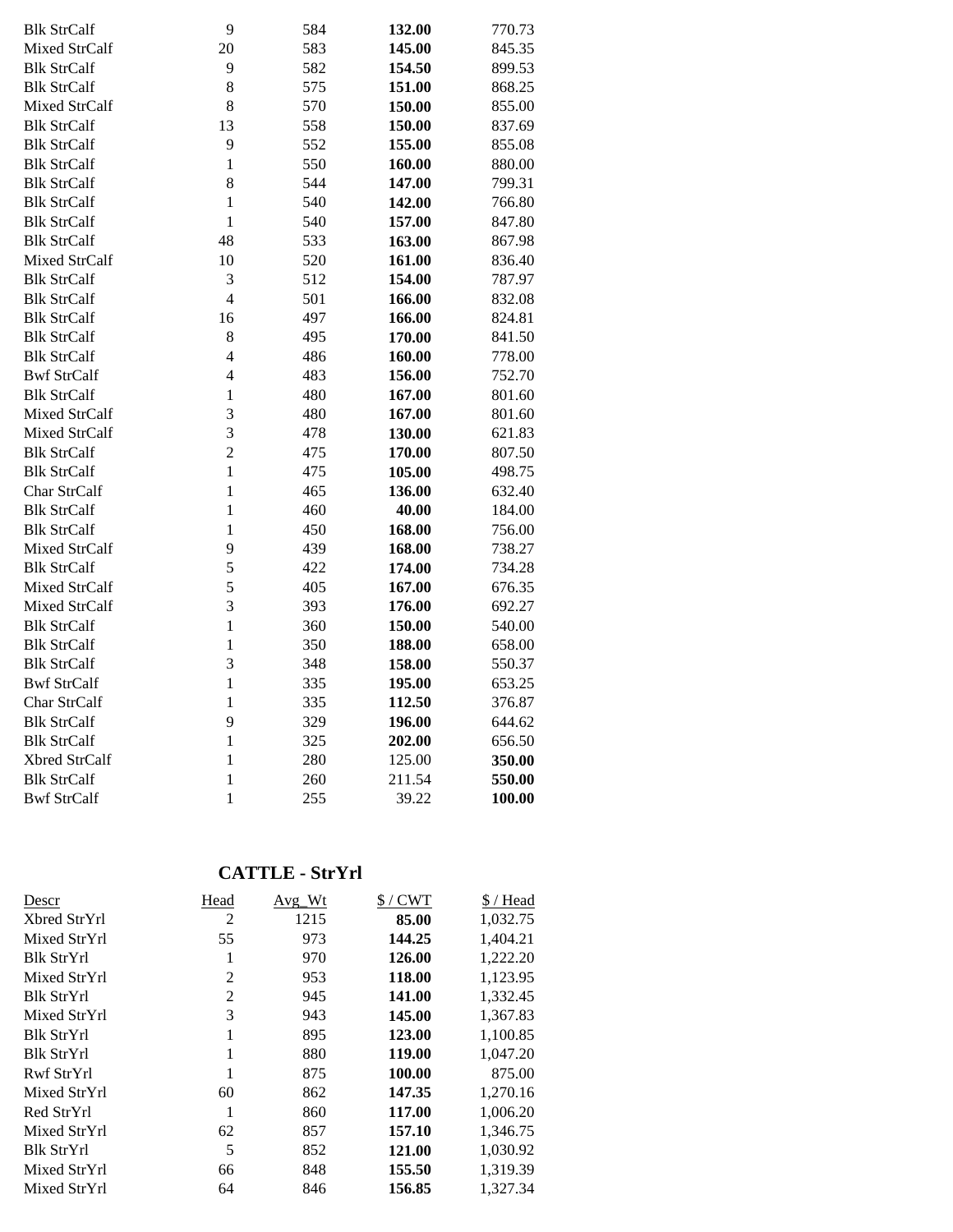| | | | | |
|---|---|---|---|---|
| Blk StrCalf | 9 | 584 | **132.00** | 770.73 |
| Mixed StrCalf | 20 | 583 | **145.00** | 845.35 |
| Blk StrCalf | 9 | 582 | **154.50** | 899.53 |
| Blk StrCalf | 8 | 575 | **151.00** | 868.25 |
| Mixed StrCalf | 8 | 570 | **150.00** | 855.00 |
| Blk StrCalf | 13 | 558 | **150.00** | 837.69 |
| Blk StrCalf | 9 | 552 | **155.00** | 855.08 |
| Blk StrCalf | 1 | 550 | **160.00** | 880.00 |
| Blk StrCalf | 8 | 544 | **147.00** | 799.31 |
| Blk StrCalf | 1 | 540 | **142.00** | 766.80 |
| Blk StrCalf | 1 | 540 | **157.00** | 847.80 |
| Blk StrCalf | 48 | 533 | **163.00** | 867.98 |
| Mixed StrCalf | 10 | 520 | **161.00** | 836.40 |
| Blk StrCalf | 3 | 512 | **154.00** | 787.97 |
| Blk StrCalf | 4 | 501 | **166.00** | 832.08 |
| Blk StrCalf | 16 | 497 | **166.00** | 824.81 |
| Blk StrCalf | 8 | 495 | **170.00** | 841.50 |
| Blk StrCalf | 4 | 486 | **160.00** | 778.00 |
| Bwf StrCalf | 4 | 483 | **156.00** | 752.70 |
| Blk StrCalf | 1 | 480 | **167.00** | 801.60 |
| Mixed StrCalf | 3 | 480 | **167.00** | 801.60 |
| Mixed StrCalf | 3 | 478 | **130.00** | 621.83 |
| Blk StrCalf | 2 | 475 | **170.00** | 807.50 |
| Blk StrCalf | 1 | 475 | **105.00** | 498.75 |
| Char StrCalf | 1 | 465 | **136.00** | 632.40 |
| Blk StrCalf | 1 | 460 | **40.00** | 184.00 |
| Blk StrCalf | 1 | 450 | **168.00** | 756.00 |
| Mixed StrCalf | 9 | 439 | **168.00** | 738.27 |
| Blk StrCalf | 5 | 422 | **174.00** | 734.28 |
| Mixed StrCalf | 5 | 405 | **167.00** | 676.35 |
| Mixed StrCalf | 3 | 393 | **176.00** | 692.27 |
| Blk StrCalf | 1 | 360 | **150.00** | 540.00 |
| Blk StrCalf | 1 | 350 | **188.00** | 658.00 |
| Blk StrCalf | 3 | 348 | **158.00** | 550.37 |
| Bwf StrCalf | 1 | 335 | **195.00** | 653.25 |
| Char StrCalf | 1 | 335 | **112.50** | 376.87 |
| Blk StrCalf | 9 | 329 | **196.00** | 644.62 |
| Blk StrCalf | 1 | 325 | **202.00** | 656.50 |
| Xbred StrCalf | 1 | 280 | 125.00 | **350.00** |
| Blk StrCalf | 1 | 260 | 211.54 | **550.00** |
| Bwf StrCalf | 1 | 255 | 39.22 | **100.00** |

## CATTLE - StrYrl

| Descr | Head | Avg_Wt | $ / CWT | $ / Head |
|---|---|---|---|---|
| Xbred StrYrl | 2 | 1215 | **85.00** | 1,032.75 |
| Mixed StrYrl | 55 | 973 | **144.25** | 1,404.21 |
| Blk StrYrl | 1 | 970 | **126.00** | 1,222.20 |
| Mixed StrYrl | 2 | 953 | **118.00** | 1,123.95 |
| Blk StrYrl | 2 | 945 | **141.00** | 1,332.45 |
| Mixed StrYrl | 3 | 943 | **145.00** | 1,367.83 |
| Blk StrYrl | 1 | 895 | **123.00** | 1,100.85 |
| Blk StrYrl | 1 | 880 | **119.00** | 1,047.20 |
| Rwf StrYrl | 1 | 875 | **100.00** | 875.00 |
| Mixed StrYrl | 60 | 862 | **147.35** | 1,270.16 |
| Red StrYrl | 1 | 860 | **117.00** | 1,006.20 |
| Mixed StrYrl | 62 | 857 | **157.10** | 1,346.75 |
| Blk StrYrl | 5 | 852 | **121.00** | 1,030.92 |
| Mixed StrYrl | 66 | 848 | **155.50** | 1,319.39 |
| Mixed StrYrl | 64 | 846 | **156.85** | 1,327.34 |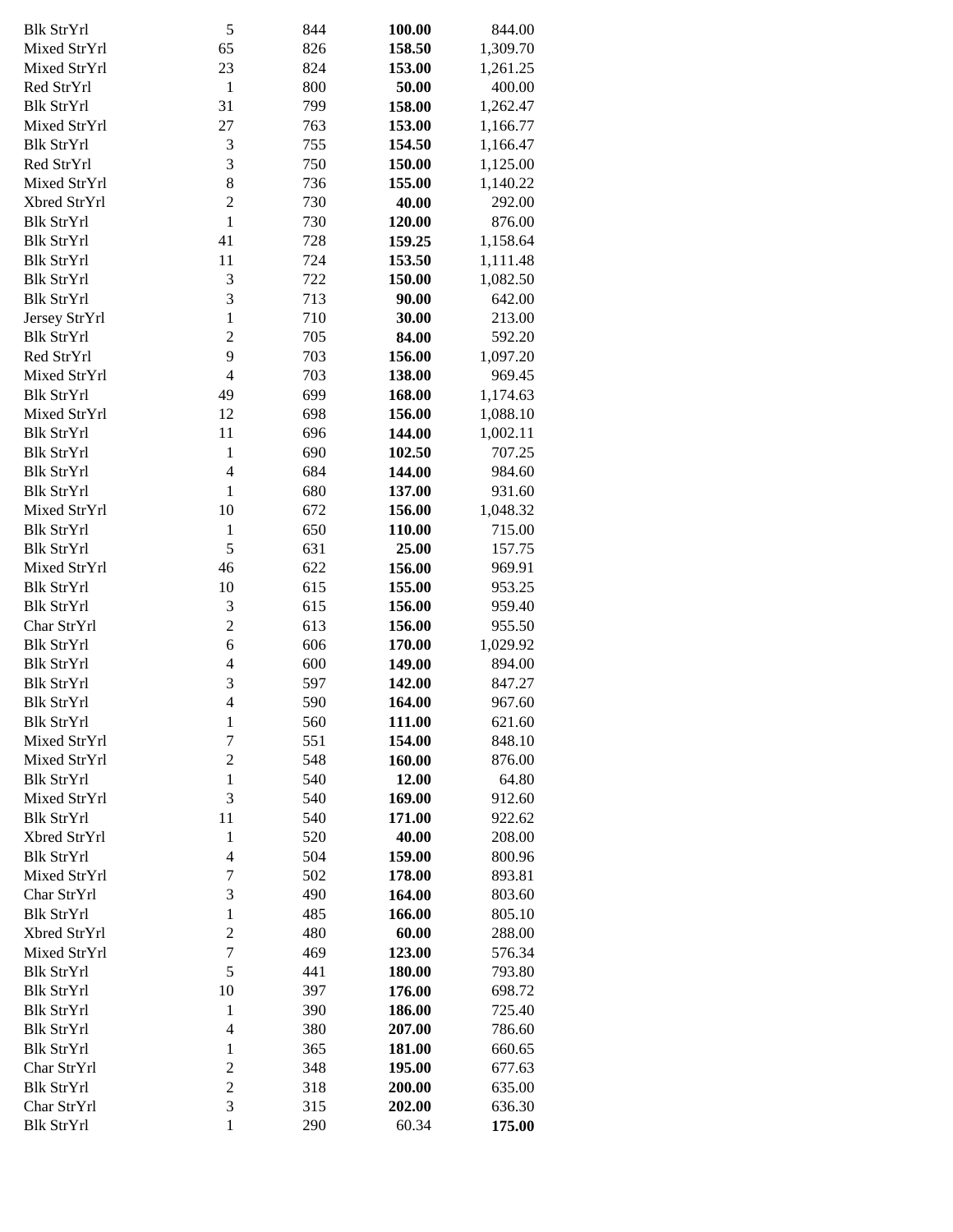| | | | | |
|---|---|---|---|---|
| Blk StrYrl | 5 | 844 | **100.00** | 844.00 |
| Mixed StrYrl | 65 | 826 | **158.50** | 1,309.70 |
| Mixed StrYrl | 23 | 824 | **153.00** | 1,261.25 |
| Red StrYrl | 1 | 800 | **50.00** | 400.00 |
| Blk StrYrl | 31 | 799 | **158.00** | 1,262.47 |
| Mixed StrYrl | 27 | 763 | **153.00** | 1,166.77 |
| Blk StrYrl | 3 | 755 | **154.50** | 1,166.47 |
| Red StrYrl | 3 | 750 | **150.00** | 1,125.00 |
| Mixed StrYrl | 8 | 736 | **155.00** | 1,140.22 |
| Xbred StrYrl | 2 | 730 | **40.00** | 292.00 |
| Blk StrYrl | 1 | 730 | **120.00** | 876.00 |
| Blk StrYrl | 41 | 728 | **159.25** | 1,158.64 |
| Blk StrYrl | 11 | 724 | **153.50** | 1,111.48 |
| Blk StrYrl | 3 | 722 | **150.00** | 1,082.50 |
| Blk StrYrl | 3 | 713 | **90.00** | 642.00 |
| Jersey StrYrl | 1 | 710 | **30.00** | 213.00 |
| Blk StrYrl | 2 | 705 | **84.00** | 592.20 |
| Red StrYrl | 9 | 703 | **156.00** | 1,097.20 |
| Mixed StrYrl | 4 | 703 | **138.00** | 969.45 |
| Blk StrYrl | 49 | 699 | **168.00** | 1,174.63 |
| Mixed StrYrl | 12 | 698 | **156.00** | 1,088.10 |
| Blk StrYrl | 11 | 696 | **144.00** | 1,002.11 |
| Blk StrYrl | 1 | 690 | **102.50** | 707.25 |
| Blk StrYrl | 4 | 684 | **144.00** | 984.60 |
| Blk StrYrl | 1 | 680 | **137.00** | 931.60 |
| Mixed StrYrl | 10 | 672 | **156.00** | 1,048.32 |
| Blk StrYrl | 1 | 650 | **110.00** | 715.00 |
| Blk StrYrl | 5 | 631 | **25.00** | 157.75 |
| Mixed StrYrl | 46 | 622 | **156.00** | 969.91 |
| Blk StrYrl | 10 | 615 | **155.00** | 953.25 |
| Blk StrYrl | 3 | 615 | **156.00** | 959.40 |
| Char StrYrl | 2 | 613 | **156.00** | 955.50 |
| Blk StrYrl | 6 | 606 | **170.00** | 1,029.92 |
| Blk StrYrl | 4 | 600 | **149.00** | 894.00 |
| Blk StrYrl | 3 | 597 | **142.00** | 847.27 |
| Blk StrYrl | 4 | 590 | **164.00** | 967.60 |
| Blk StrYrl | 1 | 560 | **111.00** | 621.60 |
| Mixed StrYrl | 7 | 551 | **154.00** | 848.10 |
| Mixed StrYrl | 2 | 548 | **160.00** | 876.00 |
| Blk StrYrl | 1 | 540 | **12.00** | 64.80 |
| Mixed StrYrl | 3 | 540 | **169.00** | 912.60 |
| Blk StrYrl | 11 | 540 | **171.00** | 922.62 |
| Xbred StrYrl | 1 | 520 | **40.00** | 208.00 |
| Blk StrYrl | 4 | 504 | **159.00** | 800.96 |
| Mixed StrYrl | 7 | 502 | **178.00** | 893.81 |
| Char StrYrl | 3 | 490 | **164.00** | 803.60 |
| Blk StrYrl | 1 | 485 | **166.00** | 805.10 |
| Xbred StrYrl | 2 | 480 | **60.00** | 288.00 |
| Mixed StrYrl | 7 | 469 | **123.00** | 576.34 |
| Blk StrYrl | 5 | 441 | **180.00** | 793.80 |
| Blk StrYrl | 10 | 397 | **176.00** | 698.72 |
| Blk StrYrl | 1 | 390 | **186.00** | 725.40 |
| Blk StrYrl | 4 | 380 | **207.00** | 786.60 |
| Blk StrYrl | 1 | 365 | **181.00** | 660.65 |
| Char StrYrl | 2 | 348 | **195.00** | 677.63 |
| Blk StrYrl | 2 | 318 | **200.00** | 635.00 |
| Char StrYrl | 3 | 315 | **202.00** | 636.30 |
| Blk StrYrl | 1 | 290 | 60.34 | **175.00** |